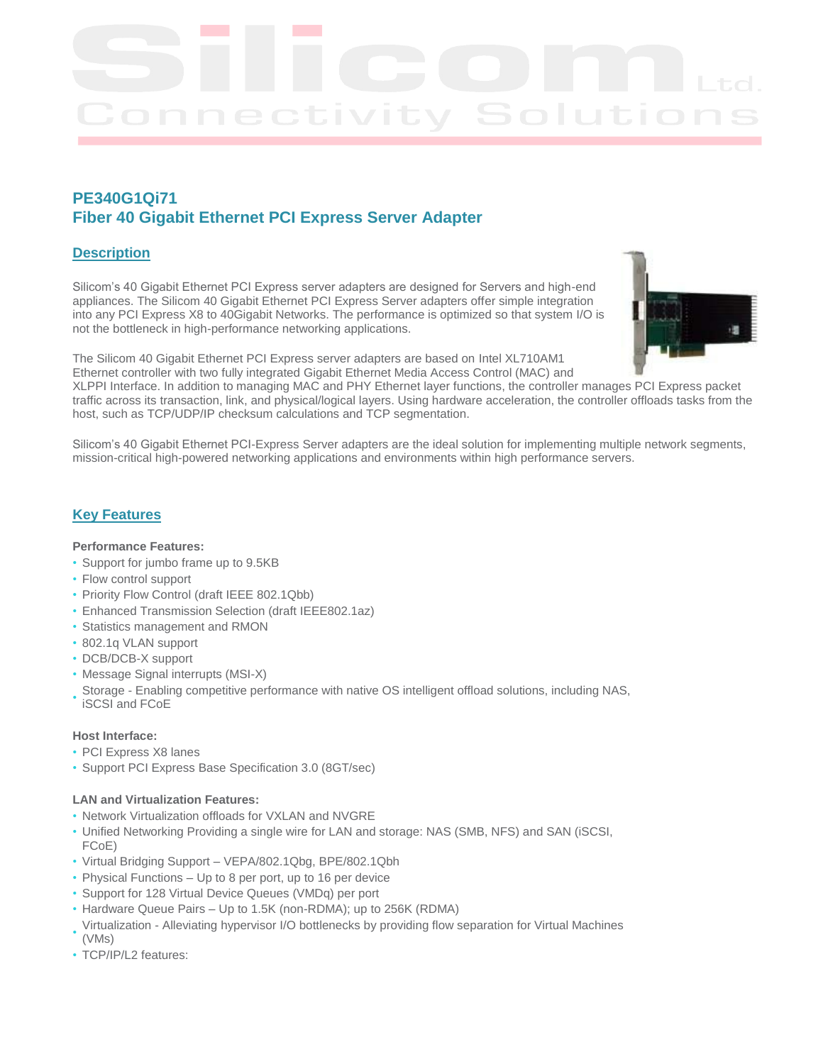# PE340G1Qi71
# Fiber 40 Gigabit Ethernet PCI Express Server Adapter

## Description

Silicom's 40 Gigabit Ethernet PCI Express server adapters are designed for Servers and high-end appliances. The Silicom 40 Gigabit Ethernet PCI Express Server adapters offer simple integration into any PCI Express X8 to 40Gigabit Networks. The performance is optimized so that system I/O is not the bottleneck in high-performance networking applications.

The Silicom 40 Gigabit Ethernet PCI Express server adapters are based on Intel XL710AM1 Ethernet controller with two fully integrated Gigabit Ethernet Media Access Control (MAC) and XLPPI Interface. In addition to managing MAC and PHY Ethernet layer functions, the controller manages PCI Express packet traffic across its transaction, link, and physical/logical layers. Using hardware acceleration, the controller offloads tasks from the host, such as TCP/UDP/IP checksum calculations and TCP segmentation.

Silicom's 40 Gigabit Ethernet PCI-Express Server adapters are the ideal solution for implementing multiple network segments, mission-critical high-powered networking applications and environments within high performance servers.

## Key Features

**Performance Features:**

- Support for jumbo frame up to 9.5KB
- Flow control support
- Priority Flow Control (draft IEEE 802.1Qbb)
- Enhanced Transmission Selection (draft IEEE802.1az)
- Statistics management and RMON
- 802.1q VLAN support
- DCB/DCB-X support
- Message Signal interrupts (MSI-X)
- Storage - Enabling competitive performance with native OS intelligent offload solutions, including NAS, iSCSI and FCoE

**Host Interface:**

- PCI Express X8 lanes
- Support PCI Express Base Specification 3.0 (8GT/sec)

**LAN and Virtualization Features:**

- Network Virtualization offloads for VXLAN and NVGRE
- Unified Networking Providing a single wire for LAN and storage: NAS (SMB, NFS) and SAN (iSCSI, FCoE)
- Virtual Bridging Support – VEPA/802.1Qbg, BPE/802.1Qbh
- Physical Functions – Up to 8 per port, up to 16 per device
- Support for 128 Virtual Device Queues (VMDq) per port
- Hardware Queue Pairs – Up to 1.5K (non-RDMA); up to 256K (RDMA)
- Virtualization - Alleviating hypervisor I/O bottlenecks by providing flow separation for Virtual Machines (VMs)
- TCP/IP/L2 features: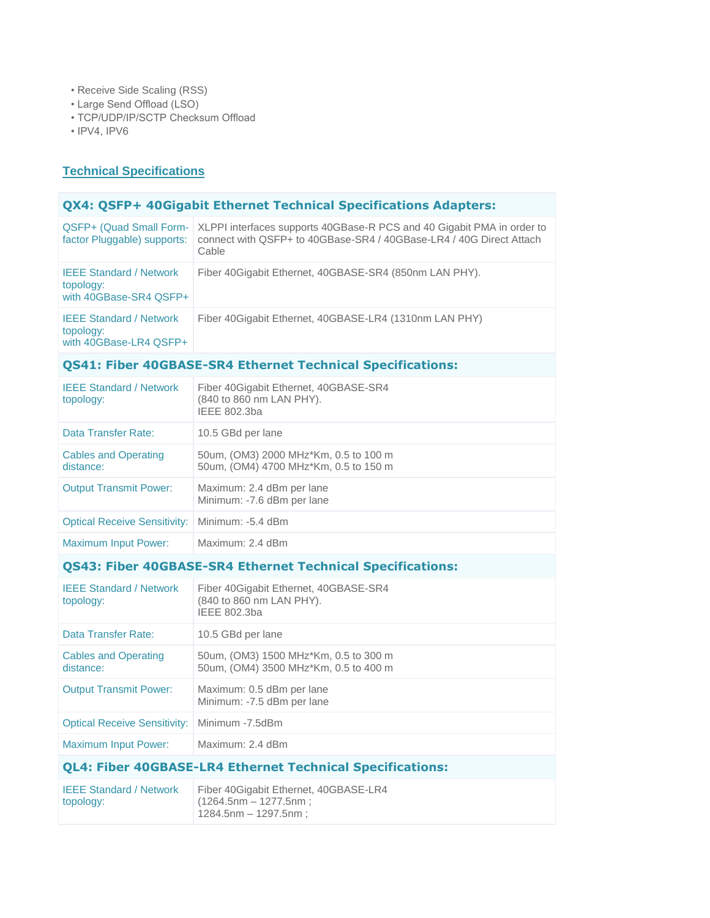- Receive Side Scaling (RSS)
- Large Send Offload (LSO)
- TCP/UDP/IP/SCTP Checksum Offload
- IPV4, IPV6

## Technical Specifications

| **QX4: QSFP+ 40Gigabit Ethernet Technical Specifications Adapters:** | |
|---|---|
| QSFP+ (Quad Small Form-factor Pluggable) supports: | XLPPI interfaces supports 40GBase-R PCS and 40 Gigabit PMA in order to connect with QSFP+ to 40GBase-SR4 / 40GBase-LR4 / 40G Direct Attach Cable |
| IEEE Standard / Network topology: with 40GBase-SR4 QSFP+ | Fiber 40Gigabit Ethernet, 40GBASE-SR4 (850nm LAN PHY). |
| IEEE Standard / Network topology: with 40GBase-LR4 QSFP+ | Fiber 40Gigabit Ethernet, 40GBASE-LR4 (1310nm LAN PHY) |
| **QS41: Fiber 40GBASE-SR4 Ethernet Technical Specifications:** | |
| IEEE Standard / Network topology: | Fiber 40Gigabit Ethernet, 40GBASE-SR4 (840 to 860 nm LAN PHY). IEEE 802.3ba |
| Data Transfer Rate: | 10.5 GBd per lane |
| Cables and Operating distance: | 50um, (OM3) 2000 MHz*Km, 0.5 to 100 m<br>50um, (OM4) 4700 MHz*Km, 0.5 to 150 m |
| Output Transmit Power: | Maximum: 2.4 dBm per lane<br>Minimum: -7.6 dBm per lane |
| Optical Receive Sensitivity: | Minimum: -5.4 dBm |
| Maximum Input Power: | Maximum: 2.4 dBm |
| **QS43: Fiber 40GBASE-SR4 Ethernet Technical Specifications:** | |
| IEEE Standard / Network topology: | Fiber 40Gigabit Ethernet, 40GBASE-SR4 (840 to 860 nm LAN PHY). IEEE 802.3ba |
| Data Transfer Rate: | 10.5 GBd per lane |
| Cables and Operating distance: | 50um, (OM3) 1500 MHz*Km, 0.5 to 300 m<br>50um, (OM4) 3500 MHz*Km, 0.5 to 400 m |
| Output Transmit Power: | Maximum: 0.5 dBm per lane<br>Minimum: -7.5 dBm per lane |
| Optical Receive Sensitivity: | Minimum -7.5dBm |
| Maximum Input Power: | Maximum: 2.4 dBm |
| **QL4: Fiber 40GBASE-LR4 Ethernet Technical Specifications:** | |
| IEEE Standard / Network topology: | Fiber 40Gigabit Ethernet, 40GBASE-LR4 (1264.5nm – 1277.5nm ; 1284.5nm – 1297.5nm ; |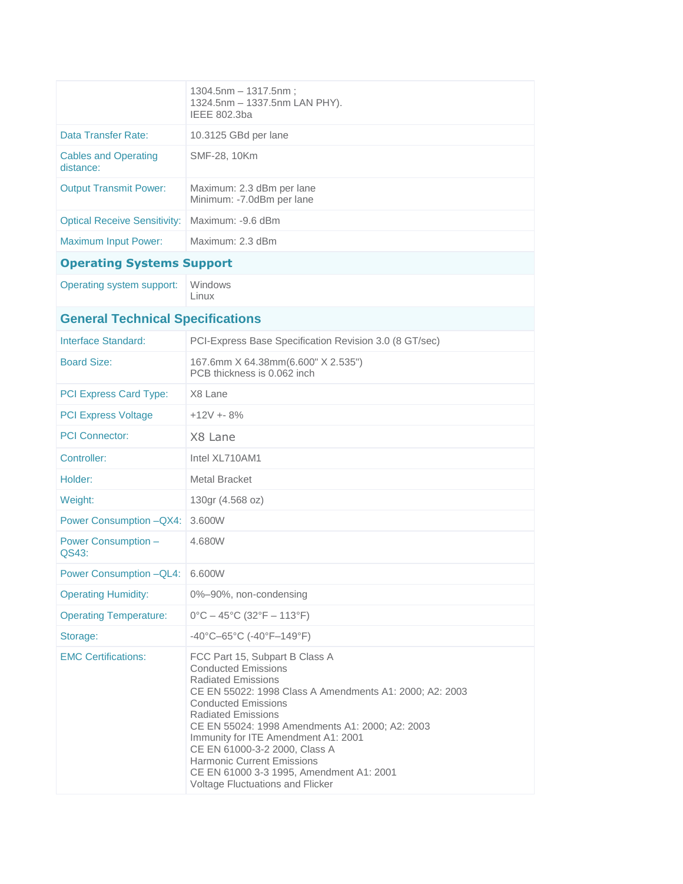| | |
|---|---|
| | 1304.5nm – 1317.5nm ;<br>1324.5nm – 1337.5nm LAN PHY).<br>IEEE 802.3ba |
| Data Transfer Rate: | 10.3125 GBd per lane |
| Cables and Operating distance: | SMF-28, 10Km |
| Output Transmit Power: | Maximum: 2.3 dBm per lane<br>Minimum: -7.0dBm per lane |
| Optical Receive Sensitivity: | Maximum: -9.6 dBm |
| Maximum Input Power: | Maximum: 2.3 dBm |
| **Operating Systems Support** | |
| Operating system support: | Windows<br>Linux |
| **General Technical Specifications** | |
| Interface Standard: | PCI-Express Base Specification Revision 3.0 (8 GT/sec) |
| Board Size: | 167.6mm X 64.38mm(6.600" X 2.535")<br>PCB thickness is 0.062 inch |
| PCI Express Card Type: | X8 Lane |
| PCI Express Voltage | +12V +- 8% |
| PCI Connector: | X8 Lane |
| Controller: | Intel XL710AM1 |
| Holder: | Metal Bracket |
| Weight: | 130gr (4.568 oz) |
| Power Consumption –QX4: | 3.600W |
| Power Consumption – QS43: | 4.680W |
| Power Consumption –QL4: | 6.600W |
| Operating Humidity: | 0%–90%, non-condensing |
| Operating Temperature: | 0°C – 45°C (32°F – 113°F) |
| Storage: | -40°C–65°C (-40°F–149°F) |
| EMC Certifications: | FCC Part 15, Subpart B Class A<br>Conducted Emissions<br>Radiated Emissions<br>CE EN 55022: 1998 Class A Amendments A1: 2000; A2: 2003<br>Conducted Emissions<br>Radiated Emissions<br>CE EN 55024: 1998 Amendments A1: 2000; A2: 2003<br>Immunity for ITE Amendment A1: 2001<br>CE EN 61000-3-2 2000, Class A<br>Harmonic Current Emissions<br>CE EN 61000 3-3 1995, Amendment A1: 2001<br>Voltage Fluctuations and Flicker |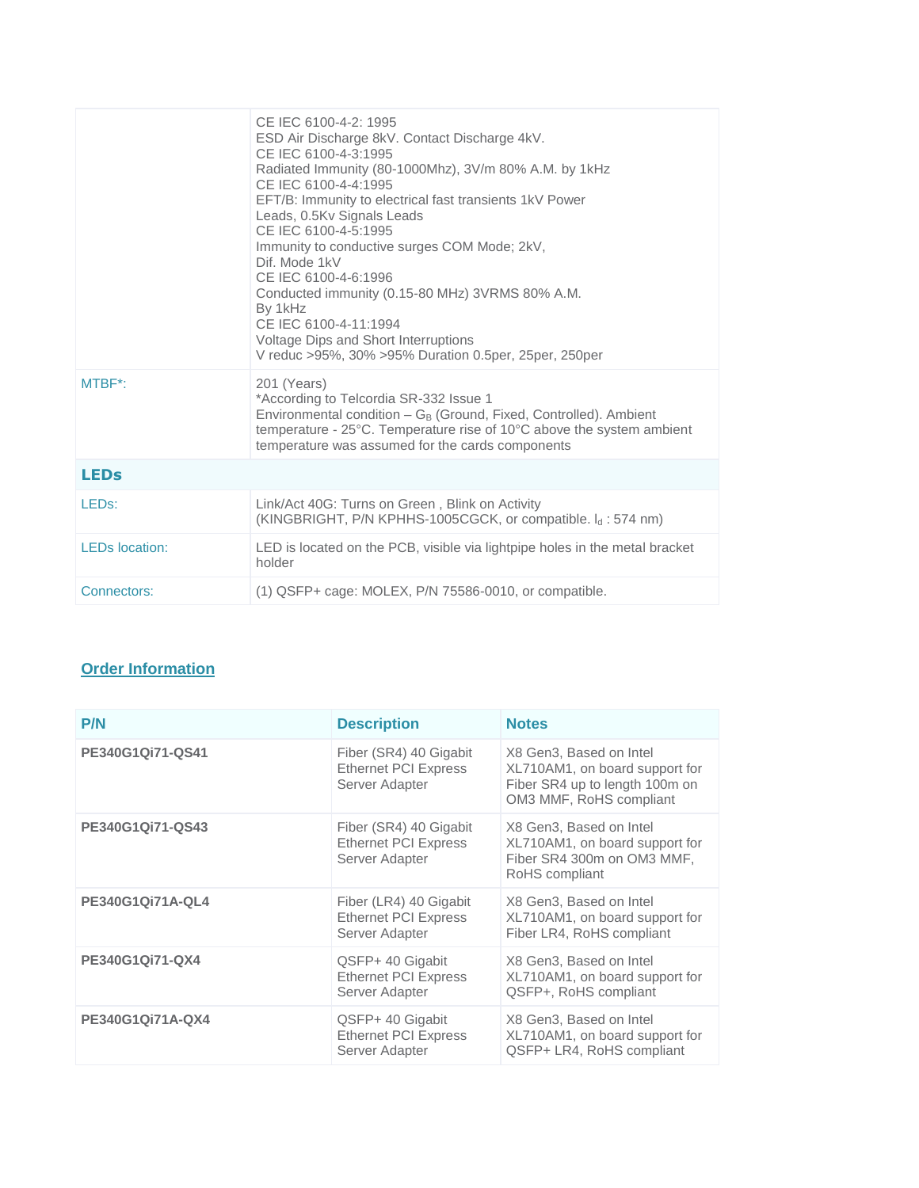| | |
|---|---|
| | CE IEC 6100-4-2: 1995<br>ESD Air Discharge 8kV. Contact Discharge 4kV.<br>CE IEC 6100-4-3:1995<br>Radiated Immunity (80-1000Mhz), 3V/m 80% A.M. by 1kHz<br>CE IEC 6100-4-4:1995<br>EFT/B: Immunity to electrical fast transients 1kV Power Leads, 0.5Kv Signals Leads<br>CE IEC 6100-4-5:1995<br>Immunity to conductive surges COM Mode; 2kV, Dif. Mode 1kV<br>CE IEC 6100-4-6:1996<br>Conducted immunity (0.15-80 MHz) 3VRMS 80% A.M. By 1kHz<br>CE IEC 6100-4-11:1994<br>Voltage Dips and Short Interruptions<br>V reduc >95%, 30% >95% Duration 0.5per, 25per, 250per |
| MTBF*: | 201 (Years)<br>*According to Telcordia SR-332 Issue 1<br>Environmental condition – $G_B$ (Ground, Fixed, Controlled). Ambient temperature - 25°C. Temperature rise of 10°C above the system ambient temperature was assumed for the cards components |
| **LEDs** | |
| LEDs: | Link/Act 40G: Turns on Green , Blink on Activity<br>(KINGBRIGHT, P/N KPHHS-1005CGCK, or compatible. $l_d$ : 574 nm) |
| LEDs location: | LED is located on the PCB, visible via lightpipe holes in the metal bracket holder |
| Connectors: | (1) QSFP+ cage: MOLEX, P/N 75586-0010, or compatible. |

## Order Information

| P/N | Description | Notes |
|---|---|---|
| **PE340G1Qi71-QS41** | Fiber (SR4) 40 Gigabit Ethernet PCI Express Server Adapter | X8 Gen3, Based on Intel XL710AM1, on board support for Fiber SR4 up to length 100m on OM3 MMF, RoHS compliant |
| **PE340G1Qi71-QS43** | Fiber (SR4) 40 Gigabit Ethernet PCI Express Server Adapter | X8 Gen3, Based on Intel XL710AM1, on board support for Fiber SR4 300m on OM3 MMF, RoHS compliant |
| **PE340G1Qi71A-QL4** | Fiber (LR4) 40 Gigabit Ethernet PCI Express Server Adapter | X8 Gen3, Based on Intel XL710AM1, on board support for Fiber LR4, RoHS compliant |
| **PE340G1Qi71-QX4** | QSFP+ 40 Gigabit Ethernet PCI Express Server Adapter | X8 Gen3, Based on Intel XL710AM1, on board support for QSFP+, RoHS compliant |
| **PE340G1Qi71A-QX4** | QSFP+ 40 Gigabit Ethernet PCI Express Server Adapter | X8 Gen3, Based on Intel XL710AM1, on board support for QSFP+ LR4, RoHS compliant |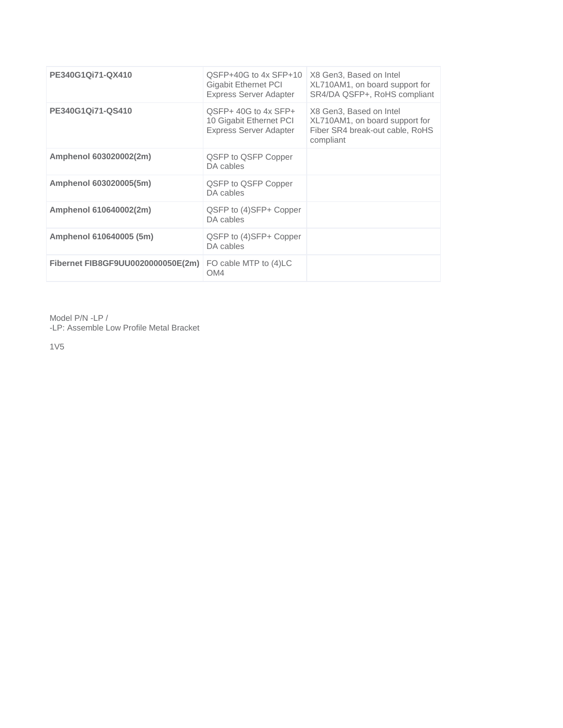| | | |
|---|---|---|
| **PE340G1Qi71-QX410** | QSFP+40G to 4x SFP+10 Gigabit Ethernet PCI Express Server Adapter | X8 Gen3, Based on Intel XL710AM1, on board support for SR4/DA QSFP+, RoHS compliant |
| **PE340G1Qi71-QS410** | QSFP+ 40G to 4x SFP+ 10 Gigabit Ethernet PCI Express Server Adapter | X8 Gen3, Based on Intel XL710AM1, on board support for Fiber SR4 break-out cable, RoHS compliant |
| **Amphenol 603020002(2m)** | QSFP to QSFP Copper DA cables | |
| **Amphenol 603020005(5m)** | QSFP to QSFP Copper DA cables | |
| **Amphenol 610640002(2m)** | QSFP to (4)SFP+ Copper DA cables | |
| **Amphenol 610640005 (5m)** | QSFP to (4)SFP+ Copper DA cables | |
| **Fibernet FIB8GF9UU0020000050E(2m)** | FO cable MTP to (4)LC OM4 | |

Model P/N -LP /
-LP: Assemble Low Profile Metal Bracket

1V5